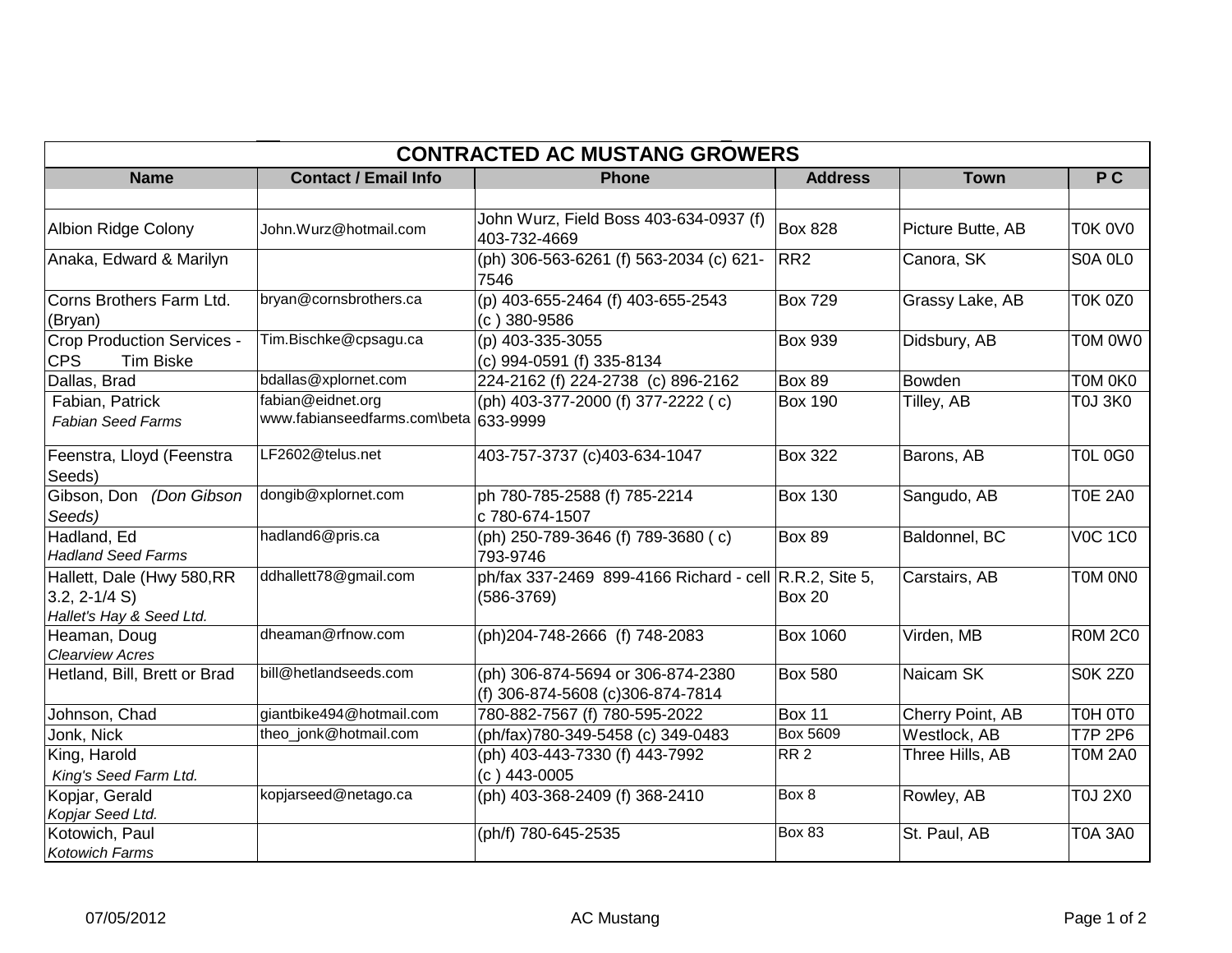| CONTRACTED AC MUSTANG GROWERS | | | | | |
|---|---|---|---|---|---|
| **Name** | **Contact / Email Info** | **Phone** | **Address** | **Town** | **P C** |
| | | | | | |
| Albion Ridge Colony | John.Wurz@hotmail.com | John Wurz, Field Boss 403-634-0937 (f) 403-732-4669 | Box 828 | Picture Butte, AB | T0K 0V0 |
| Anaka, Edward & Marilyn | | (ph) 306-563-6261 (f) 563-2034 (c) 621-7546 | RR2 | Canora, SK | S0A 0L0 |
| Corns Brothers Farm Ltd. (Bryan) | bryan@cornsbrothers.ca | (p) 403-655-2464 (f) 403-655-2543 (c ) 380-9586 | Box 729 | Grassy Lake, AB | T0K 0Z0 |
| Crop Production Services - CPS Tim Biske | Tim.Bischke@cpsagu.ca | (p) 403-335-3055 (c) 994-0591 (f) 335-8134 | Box 939 | Didsbury, AB | T0M 0W0 |
| Dallas, Brad | bdallas@xplornet.com | 224-2162 (f) 224-2738 (c) 896-2162 | Box 89 | Bowden | T0M 0K0 |
| Fabian, Patrick *Fabian Seed Farms* | fabian@eidnet.org www.fabianseedfarms.com\beta | (ph) 403-377-2000 (f) 377-2222 ( c) 633-9999 | Box 190 | Tilley, AB | T0J 3K0 |
| Feenstra, Lloyd (Feenstra Seeds) | LF2602@telus.net | 403-757-3737 (c)403-634-1047 | Box 322 | Barons, AB | T0L 0G0 |
| Gibson, Don *(Don Gibson Seeds)* | dongib@xplornet.com | ph 780-785-2588 (f) 785-2214 c 780-674-1507 | Box 130 | Sangudo, AB | T0E 2A0 |
| Hadland, Ed *Hadland Seed Farms* | hadland6@pris.ca | (ph) 250-789-3646 (f) 789-3680 ( c) 793-9746 | Box 89 | Baldonnel, BC | V0C 1C0 |
| Hallett, Dale (Hwy 580,RR 3.2, 2-1/4 S) *Hallet's Hay & Seed Ltd.* | ddhallett78@gmail.com | ph/fax 337-2469 899-4166 Richard - cell (586-3769) | R.R.2, Site 5, Box 20 | Carstairs, AB | T0M 0N0 |
| Heaman, Doug *Clearview Acres* | dheaman@rfnow.com | (ph)204-748-2666 (f) 748-2083 | Box 1060 | Virden, MB | R0M 2C0 |
| Hetland, Bill, Brett or Brad | bill@hetlandseeds.com | (ph) 306-874-5694 or 306-874-2380 (f) 306-874-5608 (c)306-874-7814 | Box 580 | Naicam SK | S0K 2Z0 |
| Johnson, Chad | giantbike494@hotmail.com | 780-882-7567 (f) 780-595-2022 | Box 11 | Cherry Point, AB | T0H 0T0 |
| Jonk, Nick | theo_jonk@hotmail.com | (ph/fax)780-349-5458 (c) 349-0483 | Box 5609 | Westlock, AB | T7P 2P6 |
| King, Harold *King's Seed Farm Ltd.* | | (ph) 403-443-7330 (f) 443-7992 (c ) 443-0005 | RR 2 | Three Hills, AB | T0M 2A0 |
| Kopjar, Gerald *Kopjar Seed Ltd.* | kopjarseed@netago.ca | (ph) 403-368-2409 (f) 368-2410 | Box 8 | Rowley, AB | T0J 2X0 |
| Kotowich, Paul *Kotowich Farms* | | (ph/f) 780-645-2535 | Box 83 | St. Paul, AB | T0A 3A0 |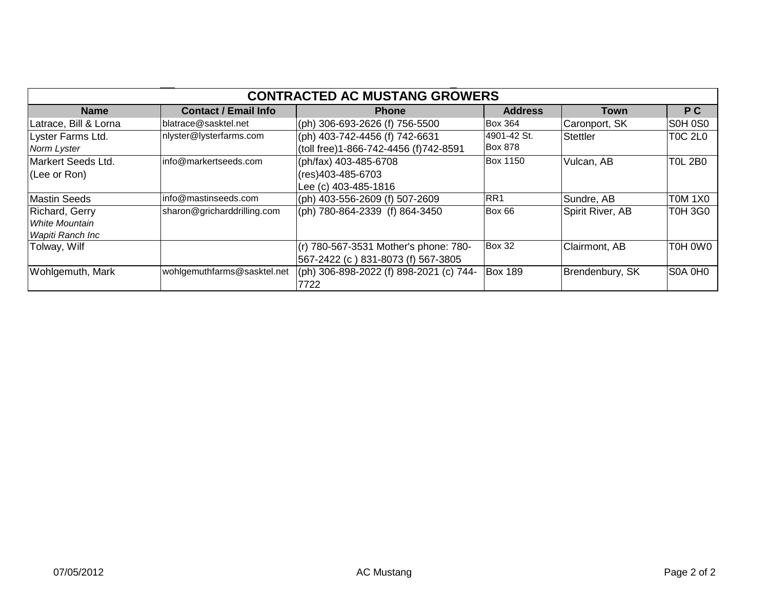| CONTRACTED AC MUSTANG GROWERS | | | | | |
|---|---|---|---|---|---|
| **Name** | **Contact / Email Info** | **Phone** | **Address** | **Town** | **P C** |
| Latrace, Bill & Lorna | blatrace@sasktel.net | (ph) 306-693-2626 (f) 756-5500 | Box 364 | Caronport, SK | S0H 0S0 |
| Lyster Farms Ltd.<br>*Norm Lyster* | nlyster@lysterfarms.com | (ph) 403-742-4456 (f) 742-6631<br>(toll free)1-866-742-4456 (f)742-8591 | 4901-42 St.<br>Box 878 | Stettler | T0C 2L0 |
| Markert Seeds Ltd.<br>(Lee or Ron) | info@markertseeds.com | (ph/fax) 403-485-6708<br>(res)403-485-6703<br>Lee (c) 403-485-1816 | Box 1150 | Vulcan, AB | T0L 2B0 |
| Mastin Seeds | info@mastinseeds.com | (ph) 403-556-2609 (f) 507-2609 | RR1 | Sundre, AB | T0M 1X0 |
| Richard, Gerry<br>*White Mountain*<br>*Wapiti Ranch Inc* | sharon@gricharddrilling.com | (ph) 780-864-2339 (f) 864-3450 | Box 66 | Spirit River, AB | T0H 3G0 |
| Tolway, Wilf | | (r) 780-567-3531 Mother's phone: 780-567-2422 (c ) 831-8073 (f) 567-3805 | Box 32 | Clairmont, AB | T0H 0W0 |
| Wohlgemuth, Mark | wohlgemuthfarms@sasktel.net | (ph) 306-898-2022 (f) 898-2021 (c) 744-7722 | Box 189 | Brendenbury, SK | S0A 0H0 |